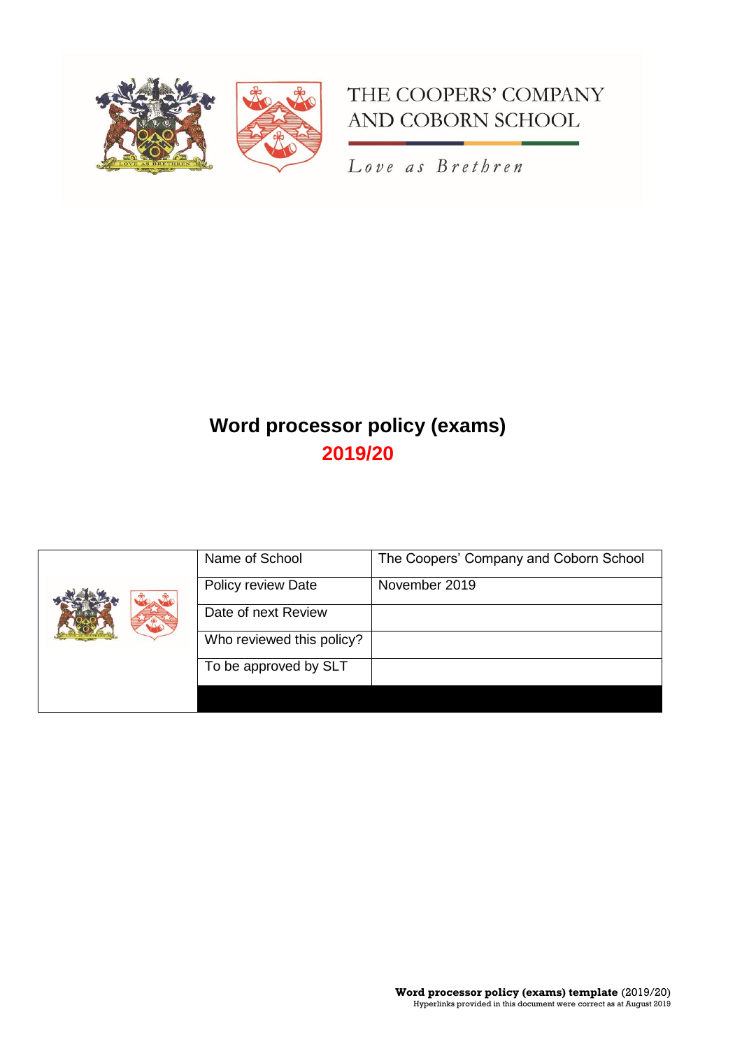THE COOPERS' COMPANY AND COBORN SCHOOL

*Love as Brethren*

# Word processor policy (exams)

## 2019/20

| | |
|---|---|
| Name of School | The Coopers' Company and Coborn School |
| Policy review Date | November 2019 |
| Date of next Review | |
| Who reviewed this policy? | |
| To be approved by SLT | |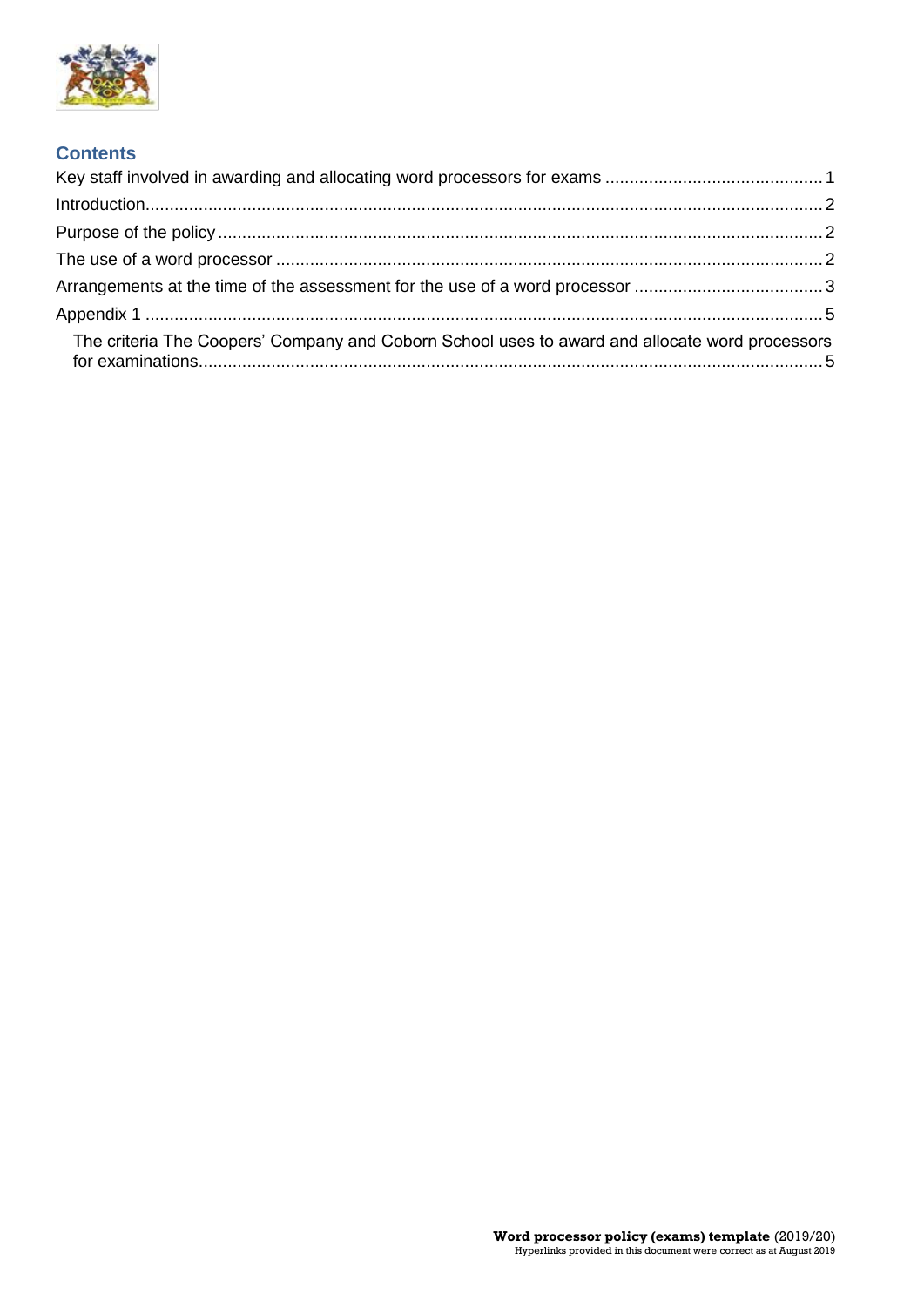## Contents

Key staff involved in awarding and allocating word processors for exams ............................................ 1

Introduction........................................................................................................................................... 2

Purpose of the policy ............................................................................................................................ 2

The use of a word processor ................................................................................................................. 2

Arrangements at the time of the assessment for the use of a word processor ....................................... 3

Appendix 1 ........................................................................................................................................... 5

- The criteria The Coopers' Company and Coborn School uses to award and allocate word processors for examinations................................................................................................................................ 5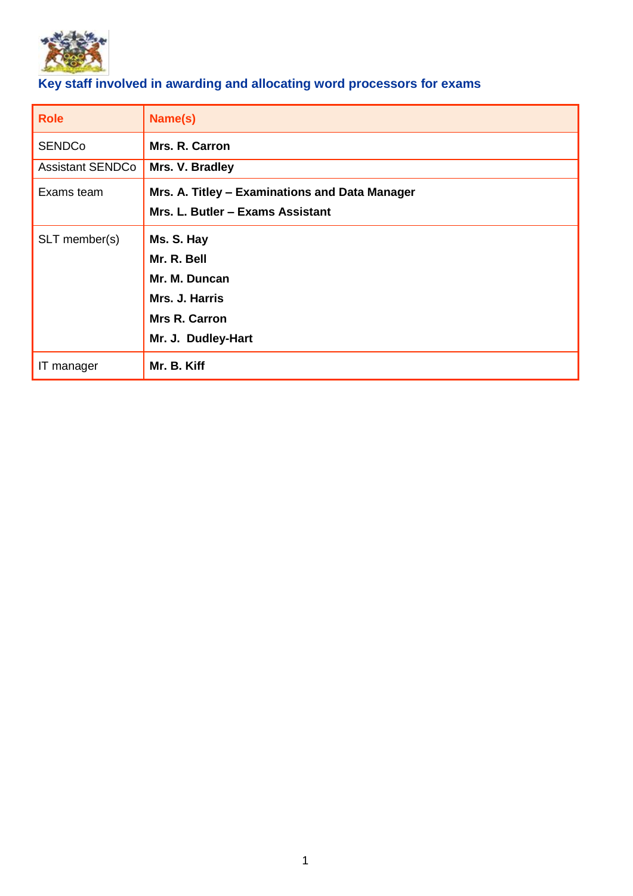## Key staff involved in awarding and allocating word processors for exams

| Role | Name(s) |
|---|---|
| SENDCo | **Mrs. R. Carron** |
| Assistant SENDCo | **Mrs. V. Bradley** |
| Exams team | **Mrs. A. Titley – Examinations and Data Manager**<br>**Mrs. L. Butler – Exams Assistant** |
| SLT member(s) | **Ms. S. Hay**<br>**Mr. R. Bell**<br>**Mr. M. Duncan**<br>**Mrs. J. Harris**<br>**Mrs R. Carron**<br>**Mr. J. Dudley-Hart** |
| IT manager | **Mr. B. Kiff** |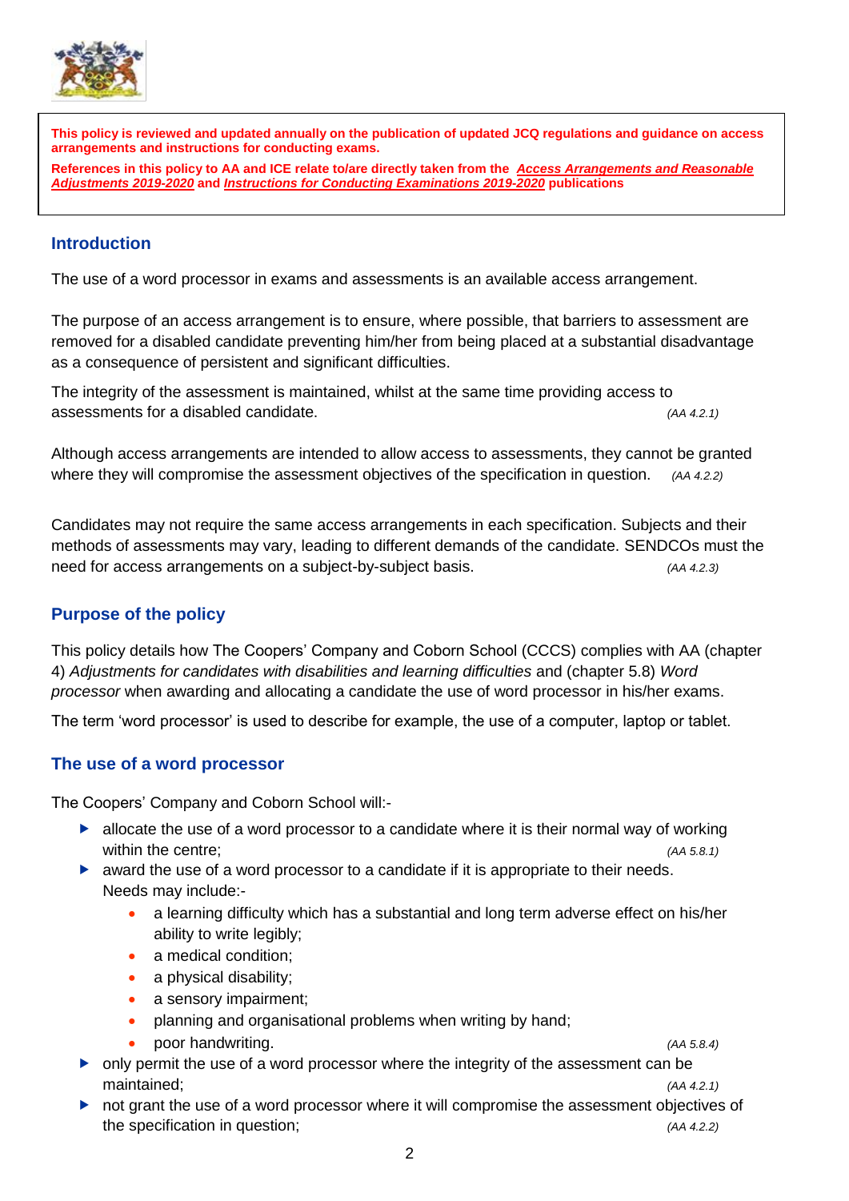**This policy is reviewed and updated annually on the publication of updated JCQ regulations and guidance on access arrangements and instructions for conducting exams.**

**References in this policy to AA and ICE relate to/are directly taken from the *Access Arrangements and Reasonable Adjustments 2019-2020* and *Instructions for Conducting Examinations 2019-2020* publications**

## Introduction

The use of a word processor in exams and assessments is an available access arrangement.

The purpose of an access arrangement is to ensure, where possible, that barriers to assessment are removed for a disabled candidate preventing him/her from being placed at a substantial disadvantage as a consequence of persistent and significant difficulties.

The integrity of the assessment is maintained, whilst at the same time providing access to assessments for a disabled candidate. *(AA 4.2.1)*

Although access arrangements are intended to allow access to assessments, they cannot be granted where they will compromise the assessment objectives of the specification in question. *(AA 4.2.2)*

Candidates may not require the same access arrangements in each specification. Subjects and their methods of assessments may vary, leading to different demands of the candidate. SENDCOs must the need for access arrangements on a subject-by-subject basis. *(AA 4.2.3)*

## Purpose of the policy

This policy details how The Coopers' Company and Coborn School (CCCS) complies with AA (chapter 4) *Adjustments for candidates with disabilities and learning difficulties* and (chapter 5.8) *Word processor* when awarding and allocating a candidate the use of word processor in his/her exams.

The term 'word processor' is used to describe for example, the use of a computer, laptop or tablet.

## The use of a word processor

The Coopers' Company and Coborn School will:-

- allocate the use of a word processor to a candidate where it is their normal way of working within the centre; *(AA 5.8.1)*
- award the use of a word processor to a candidate if it is appropriate to their needs. Needs may include:-
    - a learning difficulty which has a substantial and long term adverse effect on his/her ability to write legibly;
    - a medical condition;
    - a physical disability;
    - a sensory impairment;
    - planning and organisational problems when writing by hand;
    - poor handwriting. *(AA 5.8.4)*
- only permit the use of a word processor where the integrity of the assessment can be maintained; *(AA 4.2.1)*
- not grant the use of a word processor where it will compromise the assessment objectives of the specification in question; *(AA 4.2.2)*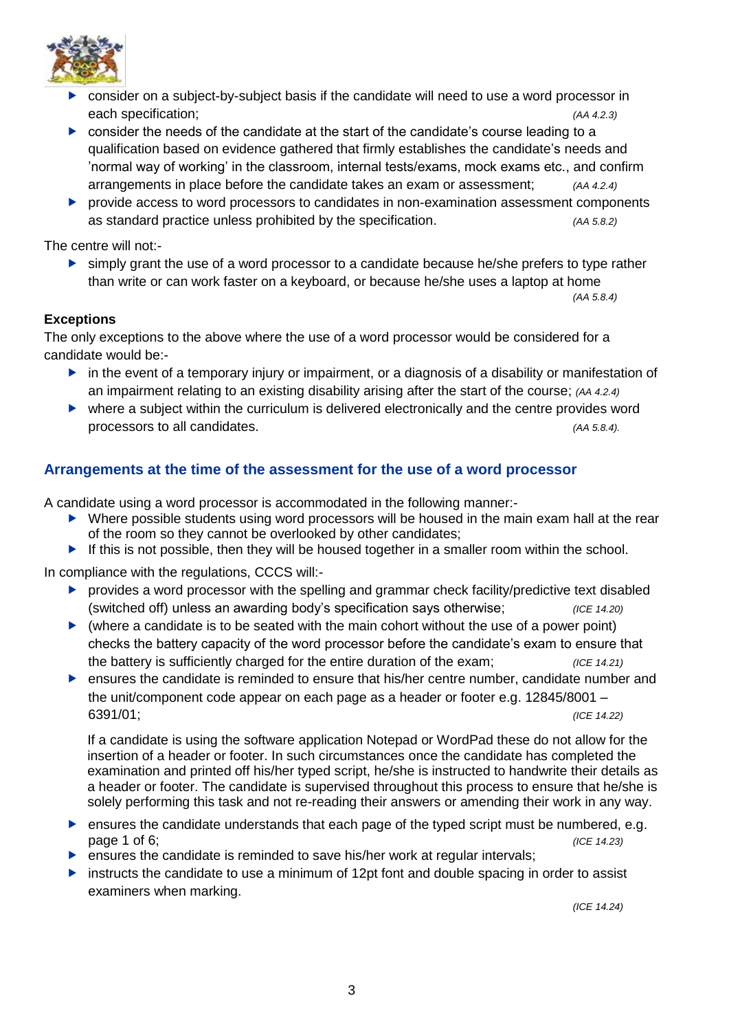- consider on a subject-by-subject basis if the candidate will need to use a word processor in each specification; *(AA 4.2.3)*
- consider the needs of the candidate at the start of the candidate's course leading to a qualification based on evidence gathered that firmly establishes the candidate's needs and 'normal way of working' in the classroom, internal tests/exams, mock exams etc., and confirm arrangements in place before the candidate takes an exam or assessment; *(AA 4.2.4)*
- provide access to word processors to candidates in non-examination assessment components as standard practice unless prohibited by the specification. *(AA 5.8.2)*

The centre will not:-

- simply grant the use of a word processor to a candidate because he/she prefers to type rather than write or can work faster on a keyboard, or because he/she uses a laptop at home *(AA 5.8.4)*

**Exceptions**

The only exceptions to the above where the use of a word processor would be considered for a candidate would be:-

- in the event of a temporary injury or impairment, or a diagnosis of a disability or manifestation of an impairment relating to an existing disability arising after the start of the course; *(AA 4.2.4)*
- where a subject within the curriculum is delivered electronically and the centre provides word processors to all candidates. *(AA 5.8.4).*

## Arrangements at the time of the assessment for the use of a word processor

A candidate using a word processor is accommodated in the following manner:-

- Where possible students using word processors will be housed in the main exam hall at the rear of the room so they cannot be overlooked by other candidates;
- If this is not possible, then they will be housed together in a smaller room within the school.

In compliance with the regulations, CCCS will:-

- provides a word processor with the spelling and grammar check facility/predictive text disabled (switched off) unless an awarding body's specification says otherwise; *(ICE 14.20)*
- (where a candidate is to be seated with the main cohort without the use of a power point) checks the battery capacity of the word processor before the candidate's exam to ensure that the battery is sufficiently charged for the entire duration of the exam; *(ICE 14.21)*
- ensures the candidate is reminded to ensure that his/her centre number, candidate number and the unit/component code appear on each page as a header or footer e.g. 12845/8001 – 6391/01; *(ICE 14.22)*

  If a candidate is using the software application Notepad or WordPad these do not allow for the insertion of a header or footer. In such circumstances once the candidate has completed the examination and printed off his/her typed script, he/she is instructed to handwrite their details as a header or footer. The candidate is supervised throughout this process to ensure that he/she is solely performing this task and not re-reading their answers or amending their work in any way.

- ensures the candidate understands that each page of the typed script must be numbered, e.g. page 1 of 6; *(ICE 14.23)*
- ensures the candidate is reminded to save his/her work at regular intervals;
- instructs the candidate to use a minimum of 12pt font and double spacing in order to assist examiners when marking. *(ICE 14.24)*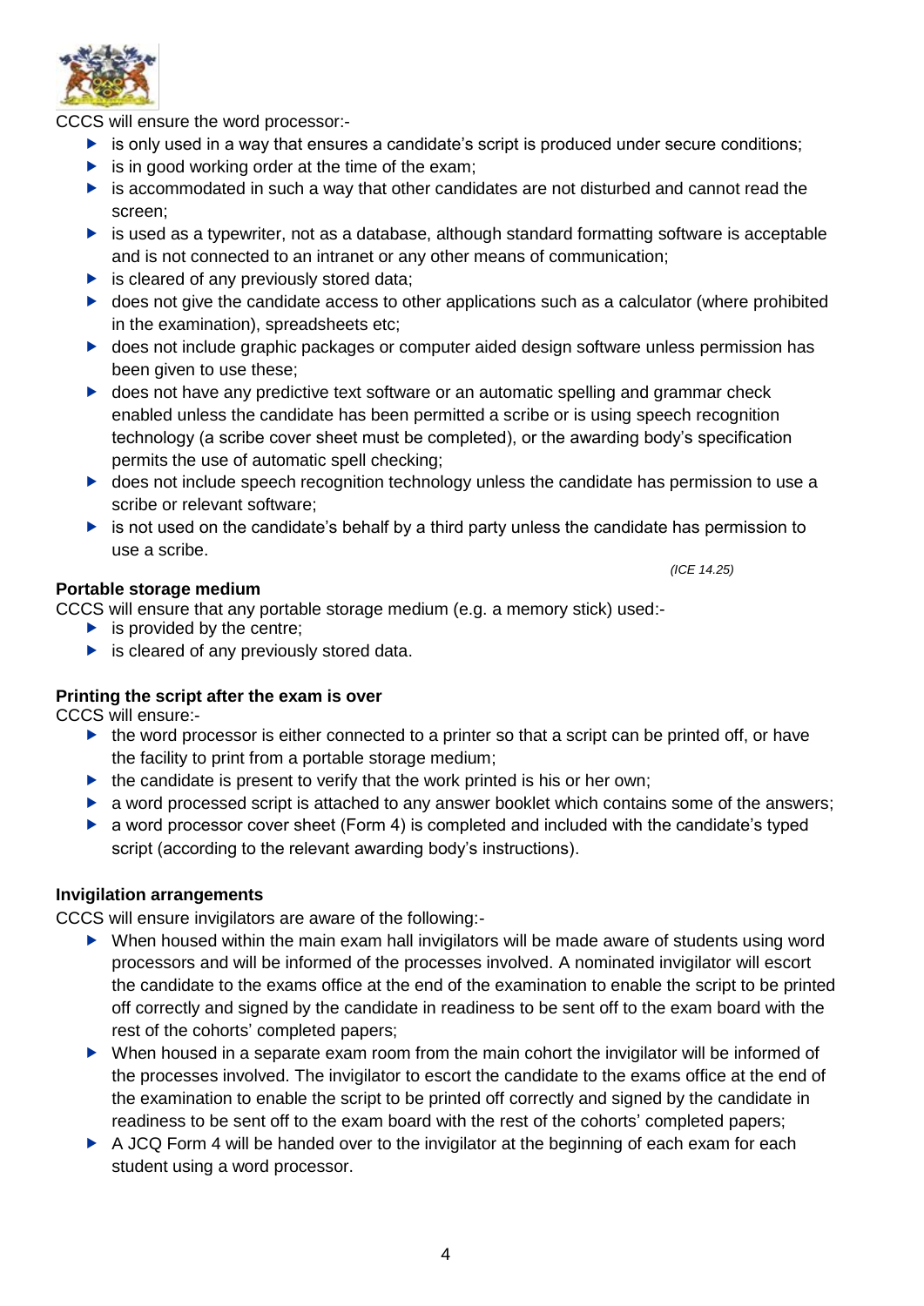CCCS will ensure the word processor:-

- is only used in a way that ensures a candidate's script is produced under secure conditions;
- is in good working order at the time of the exam;
- is accommodated in such a way that other candidates are not disturbed and cannot read the screen;
- is used as a typewriter, not as a database, although standard formatting software is acceptable and is not connected to an intranet or any other means of communication;
- is cleared of any previously stored data;
- does not give the candidate access to other applications such as a calculator (where prohibited in the examination), spreadsheets etc;
- does not include graphic packages or computer aided design software unless permission has been given to use these;
- does not have any predictive text software or an automatic spelling and grammar check enabled unless the candidate has been permitted a scribe or is using speech recognition technology (a scribe cover sheet must be completed), or the awarding body's specification permits the use of automatic spell checking;
- does not include speech recognition technology unless the candidate has permission to use a scribe or relevant software;
- is not used on the candidate's behalf by a third party unless the candidate has permission to use a scribe.

*(ICE 14.25)*

**Portable storage medium**

CCCS will ensure that any portable storage medium (e.g. a memory stick) used:-

- is provided by the centre;
- is cleared of any previously stored data.

**Printing the script after the exam is over**

CCCS will ensure:-

- the word processor is either connected to a printer so that a script can be printed off, or have the facility to print from a portable storage medium;
- the candidate is present to verify that the work printed is his or her own;
- a word processed script is attached to any answer booklet which contains some of the answers;
- a word processor cover sheet (Form 4) is completed and included with the candidate's typed script (according to the relevant awarding body's instructions).

**Invigilation arrangements**

CCCS will ensure invigilators are aware of the following:-

- When housed within the main exam hall invigilators will be made aware of students using word processors and will be informed of the processes involved. A nominated invigilator will escort the candidate to the exams office at the end of the examination to enable the script to be printed off correctly and signed by the candidate in readiness to be sent off to the exam board with the rest of the cohorts' completed papers;
- When housed in a separate exam room from the main cohort the invigilator will be informed of the processes involved. The invigilator to escort the candidate to the exams office at the end of the examination to enable the script to be printed off correctly and signed by the candidate in readiness to be sent off to the exam board with the rest of the cohorts' completed papers;
- A JCQ Form 4 will be handed over to the invigilator at the beginning of each exam for each student using a word processor.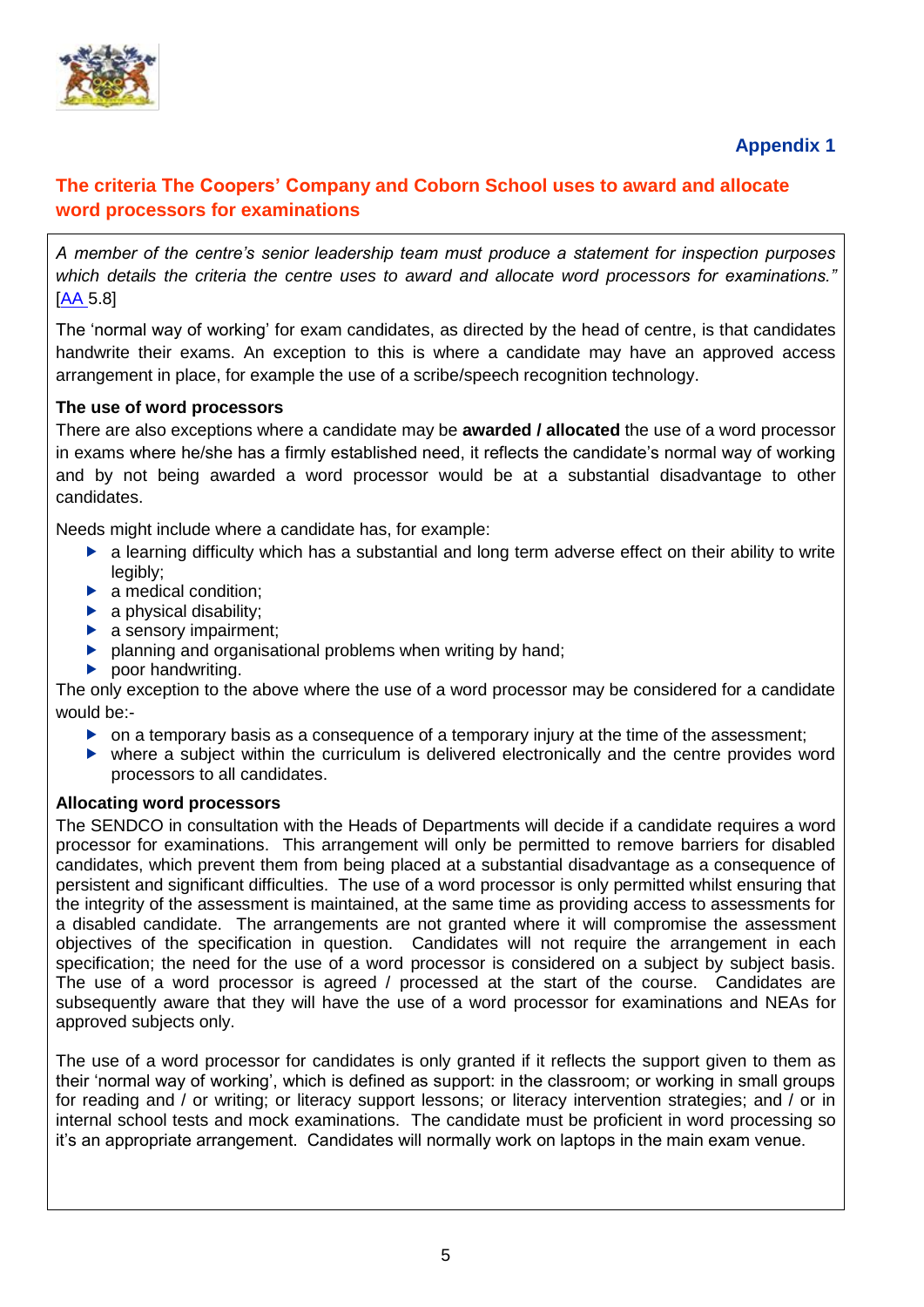**Appendix 1**

## The criteria The Coopers' Company and Coborn School uses to award and allocate word processors for examinations

*A member of the centre's senior leadership team must produce a statement for inspection purposes which details the criteria the centre uses to award and allocate word processors for examinations."* [AA 5.8]

The 'normal way of working' for exam candidates, as directed by the head of centre, is that candidates handwrite their exams. An exception to this is where a candidate may have an approved access arrangement in place, for example the use of a scribe/speech recognition technology.

**The use of word processors**

There are also exceptions where a candidate may be **awarded / allocated** the use of a word processor in exams where he/she has a firmly established need, it reflects the candidate's normal way of working and by not being awarded a word processor would be at a substantial disadvantage to other candidates.

Needs might include where a candidate has, for example:

- a learning difficulty which has a substantial and long term adverse effect on their ability to write legibly;
- a medical condition;
- a physical disability;
- a sensory impairment;
- planning and organisational problems when writing by hand;
- poor handwriting.

The only exception to the above where the use of a word processor may be considered for a candidate would be:-

- on a temporary basis as a consequence of a temporary injury at the time of the assessment;
- where a subject within the curriculum is delivered electronically and the centre provides word processors to all candidates.

**Allocating word processors**

The SENDCO in consultation with the Heads of Departments will decide if a candidate requires a word processor for examinations. This arrangement will only be permitted to remove barriers for disabled candidates, which prevent them from being placed at a substantial disadvantage as a consequence of persistent and significant difficulties. The use of a word processor is only permitted whilst ensuring that the integrity of the assessment is maintained, at the same time as providing access to assessments for a disabled candidate. The arrangements are not granted where it will compromise the assessment objectives of the specification in question. Candidates will not require the arrangement in each specification; the need for the use of a word processor is considered on a subject by subject basis. The use of a word processor is agreed / processed at the start of the course. Candidates are subsequently aware that they will have the use of a word processor for examinations and NEAs for approved subjects only.

The use of a word processor for candidates is only granted if it reflects the support given to them as their 'normal way of working', which is defined as support: in the classroom; or working in small groups for reading and / or writing; or literacy support lessons; or literacy intervention strategies; and / or in internal school tests and mock examinations. The candidate must be proficient in word processing so it's an appropriate arrangement. Candidates will normally work on laptops in the main exam venue.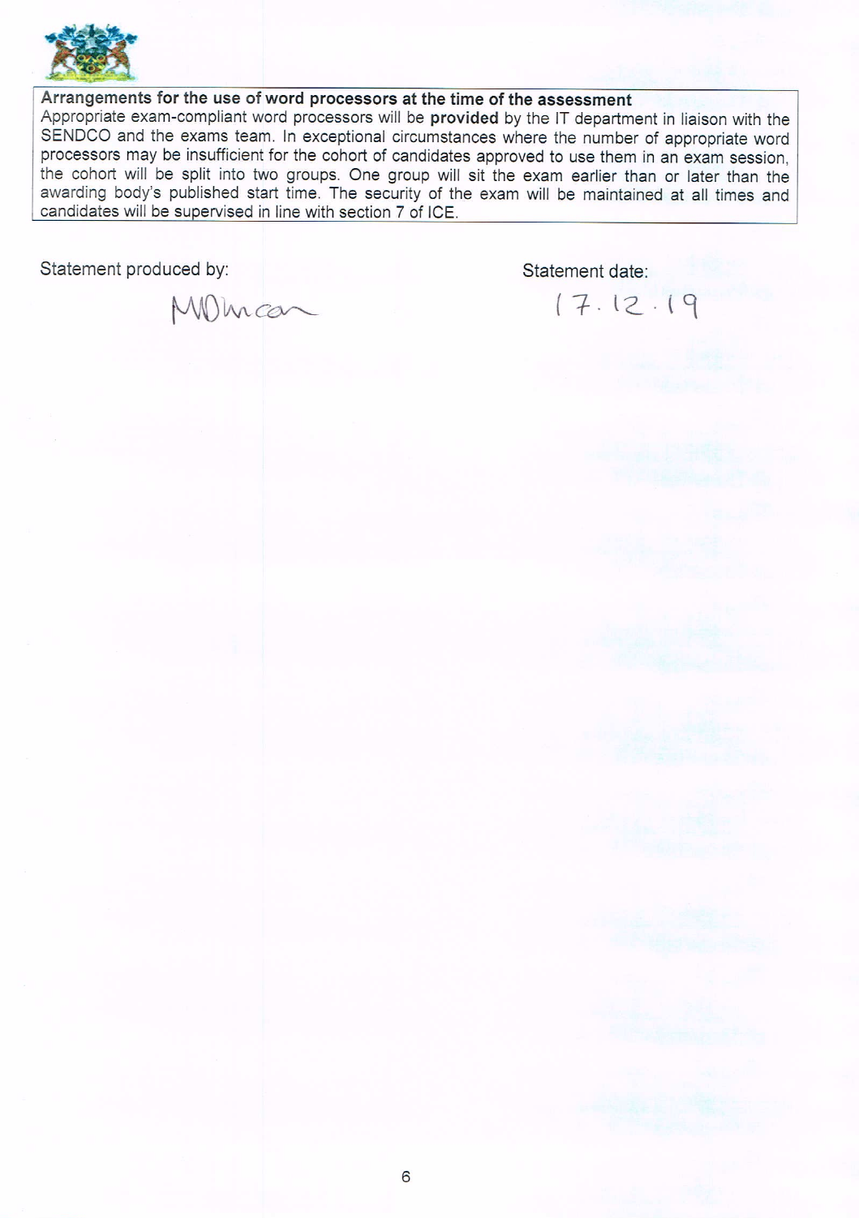**Arrangements for the use of word processors at the time of the assessment**

Appropriate exam-compliant word processors will be **provided** by the IT department in liaison with the SENDCO and the exams team. In exceptional circumstances where the number of appropriate word processors may be insufficient for the cohort of candidates approved to use them in an exam session, the cohort will be split into two groups. One group will sit the exam earlier than or later than the awarding body's published start time. The security of the exam will be maintained at all times and candidates will be supervised in line with section 7 of ICE.

Statement produced by: MDuncan

Statement date: 17.12.19